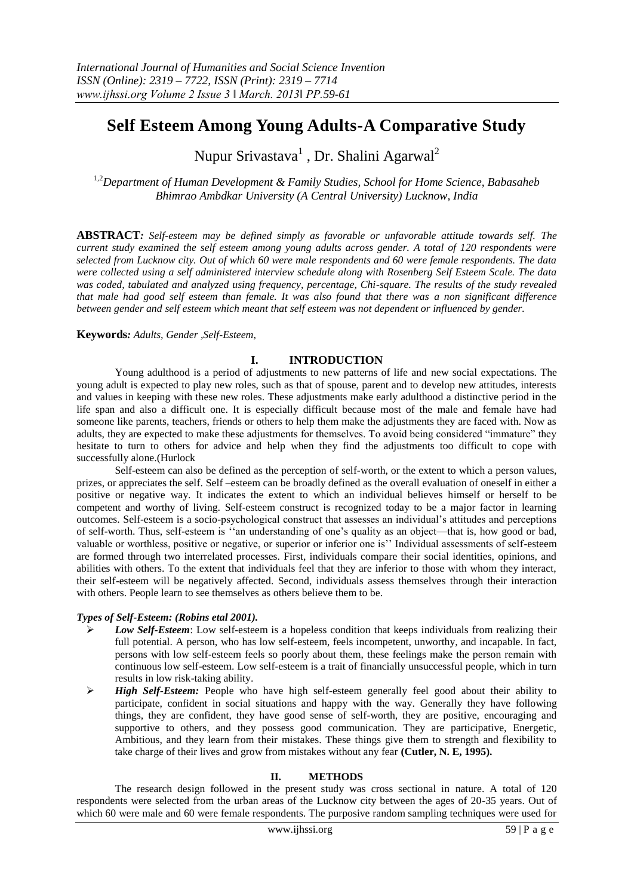# Self Esteem Among Young Adults-A Comparative Study

Nupur Srivastava[1] , Dr. Shalini Agarwal[2]

[1,2]*Department of Human Development & Family Studies, School for Home Science, Babasaheb Bhimrao Ambdkar University (A Central University) Lucknow, India*

**ABSTRACT***: Self-esteem may be defined simply as favorable or unfavorable attitude towards self. The current study examined the self esteem among young adults across gender. A total of 120 respondents were selected from Lucknow city. Out of which 60 were male respondents and 60 were female respondents. The data were collected using a self administered interview schedule along with Rosenberg Self Esteem Scale. The data was coded, tabulated and analyzed using frequency, percentage, Chi-square. The results of the study revealed that male had good self esteem than female. It was also found that there was a non significant difference between gender and self esteem which meant that self esteem was not dependent or influenced by gender.*

**Keywords***: Adults, Gender ,Self-Esteem,*

## I. INTRODUCTION

Young adulthood is a period of adjustments to new patterns of life and new social expectations. The young adult is expected to play new roles, such as that of spouse, parent and to develop new attitudes, interests and values in keeping with these new roles. These adjustments make early adulthood a distinctive period in the life span and also a difficult one. It is especially difficult because most of the male and female have had someone like parents, teachers, friends or others to help them make the adjustments they are faced with. Now as adults, they are expected to make these adjustments for themselves. To avoid being considered "immature" they hesitate to turn to others for advice and help when they find the adjustments too difficult to cope with successfully alone.(Hurlock

Self-esteem can also be defined as the perception of self-worth, or the extent to which a person values, prizes, or appreciates the self. Self –esteem can be broadly defined as the overall evaluation of oneself in either a positive or negative way. It indicates the extent to which an individual believes himself or herself to be competent and worthy of living. Self-esteem construct is recognized today to be a major factor in learning outcomes. Self-esteem is a socio-psychological construct that assesses an individual's attitudes and perceptions of self-worth. Thus, self-esteem is ''an understanding of one's quality as an object—that is, how good or bad, valuable or worthless, positive or negative, or superior or inferior one is'' Individual assessments of self-esteem are formed through two interrelated processes. First, individuals compare their social identities, opinions, and abilities with others. To the extent that individuals feel that they are inferior to those with whom they interact, their self-esteem will be negatively affected. Second, individuals assess themselves through their interaction with others. People learn to see themselves as others believe them to be.

***Types of Self-Esteem: (Robins etal 2001).***

- ***Low Self-Esteem***: Low self-esteem is a hopeless condition that keeps individuals from realizing their full potential. A person, who has low self-esteem, feels incompetent, unworthy, and incapable. In fact, persons with low self-esteem feels so poorly about them, these feelings make the person remain with continuous low self-esteem. Low self-esteem is a trait of financially unsuccessful people, which in turn results in low risk-taking ability.
- ***High Self-Esteem:*** People who have high self-esteem generally feel good about their ability to participate, confident in social situations and happy with the way. Generally they have following things, they are confident, they have good sense of self-worth, they are positive, encouraging and supportive to others, and they possess good communication. They are participative, Energetic, Ambitious, and they learn from their mistakes. These things give them to strength and flexibility to take charge of their lives and grow from mistakes without any fear **(Cutler, N. E, 1995).**

## II. METHODS

The research design followed in the present study was cross sectional in nature. A total of 120 respondents were selected from the urban areas of the Lucknow city between the ages of 20-35 years. Out of which 60 were male and 60 were female respondents. The purposive random sampling techniques were used for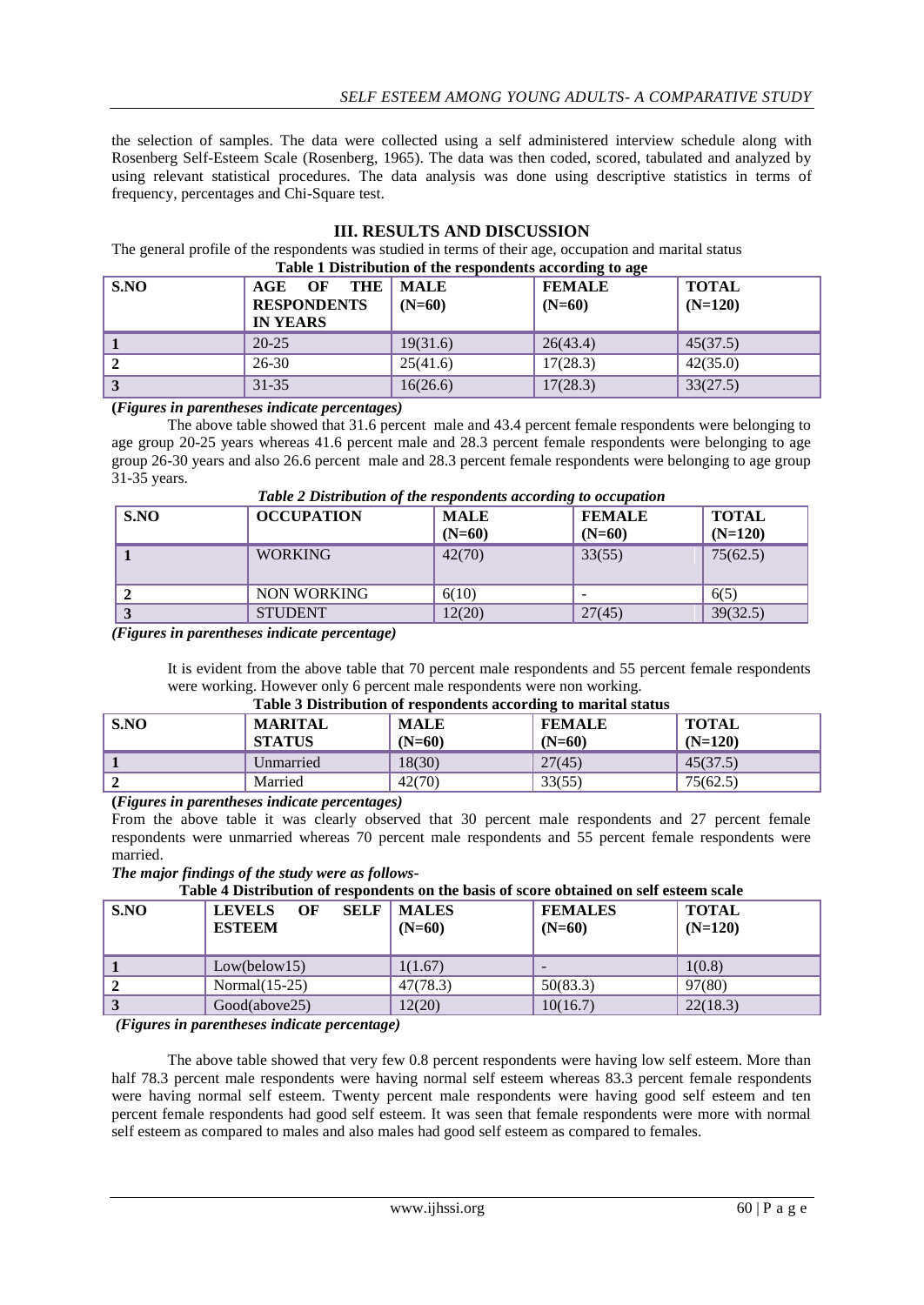the selection of samples. The data were collected using a self administered interview schedule along with Rosenberg Self-Esteem Scale (Rosenberg, 1965). The data was then coded, scored, tabulated and analyzed by using relevant statistical procedures. The data analysis was done using descriptive statistics in terms of frequency, percentages and Chi-Square test.

## III. RESULTS AND DISCUSSION

The general profile of the respondents was studied in terms of their age, occupation and marital status

**Table 1 Distribution of the respondents according to age**

| S.NO | AGE OF THE RESPONDENTS IN YEARS | MALE (N=60) | FEMALE (N=60) | TOTAL (N=120) |
|---|---|---|---|---|
| 1 | 20-25 | 19(31.6) | 26(43.4) | 45(37.5) |
| 2 | 26-30 | 25(41.6) | 17(28.3) | 42(35.0) |
| 3 | 31-35 | 16(26.6) | 17(28.3) | 33(27.5) |

**(*Figures in parentheses indicate percentages)***

The above table showed that 31.6 percent male and 43.4 percent female respondents were belonging to age group 20-25 years whereas 41.6 percent male and 28.3 percent female respondents were belonging to age group 26-30 years and also 26.6 percent male and 28.3 percent female respondents were belonging to age group 31-35 years.

***Table 2 Distribution of the respondents according to occupation***

| S.NO | OCCUPATION | MALE (N=60) | FEMALE (N=60) | TOTAL (N=120) |
|---|---|---|---|---|
| 1 | WORKING | 42(70) | 33(55) | 75(62.5) |
| 2 | NON WORKING | 6(10) | - | 6(5) |
| 3 | STUDENT | 12(20) | 27(45) | 39(32.5) |

***(Figures in parentheses indicate percentage)***

It is evident from the above table that 70 percent male respondents and 55 percent female respondents were working. However only 6 percent male respondents were non working.

**Table 3 Distribution of respondents according to marital status**

| S.NO | MARITAL STATUS | MALE (N=60) | FEMALE (N=60) | TOTAL (N=120) |
|---|---|---|---|---|
| 1 | Unmarried | 18(30) | 27(45) | 45(37.5) |
| 2 | Married | 42(70) | 33(55) | 75(62.5) |

**(*Figures in parentheses indicate percentages)***

From the above table it was clearly observed that 30 percent male respondents and 27 percent female respondents were unmarried whereas 70 percent male respondents and 55 percent female respondents were married.

***The major findings of the study were as follows-***

**Table 4 Distribution of respondents on the basis of score obtained on self esteem scale**

| S.NO | LEVELS OF SELF ESTEEM | MALES (N=60) | FEMALES (N=60) | TOTAL (N=120) |
|---|---|---|---|---|
| 1 | Low(below15) | 1(1.67) | - | 1(0.8) |
| 2 | Normal(15-25) | 47(78.3) | 50(83.3) | 97(80) |
| 3 | Good(above25) | 12(20) | 10(16.7) | 22(18.3) |

***(Figures in parentheses indicate percentage)***

The above table showed that very few 0.8 percent respondents were having low self esteem. More than half 78.3 percent male respondents were having normal self esteem whereas 83.3 percent female respondents were having normal self esteem. Twenty percent male respondents were having good self esteem and ten percent female respondents had good self esteem. It was seen that female respondents were more with normal self esteem as compared to males and also males had good self esteem as compared to females.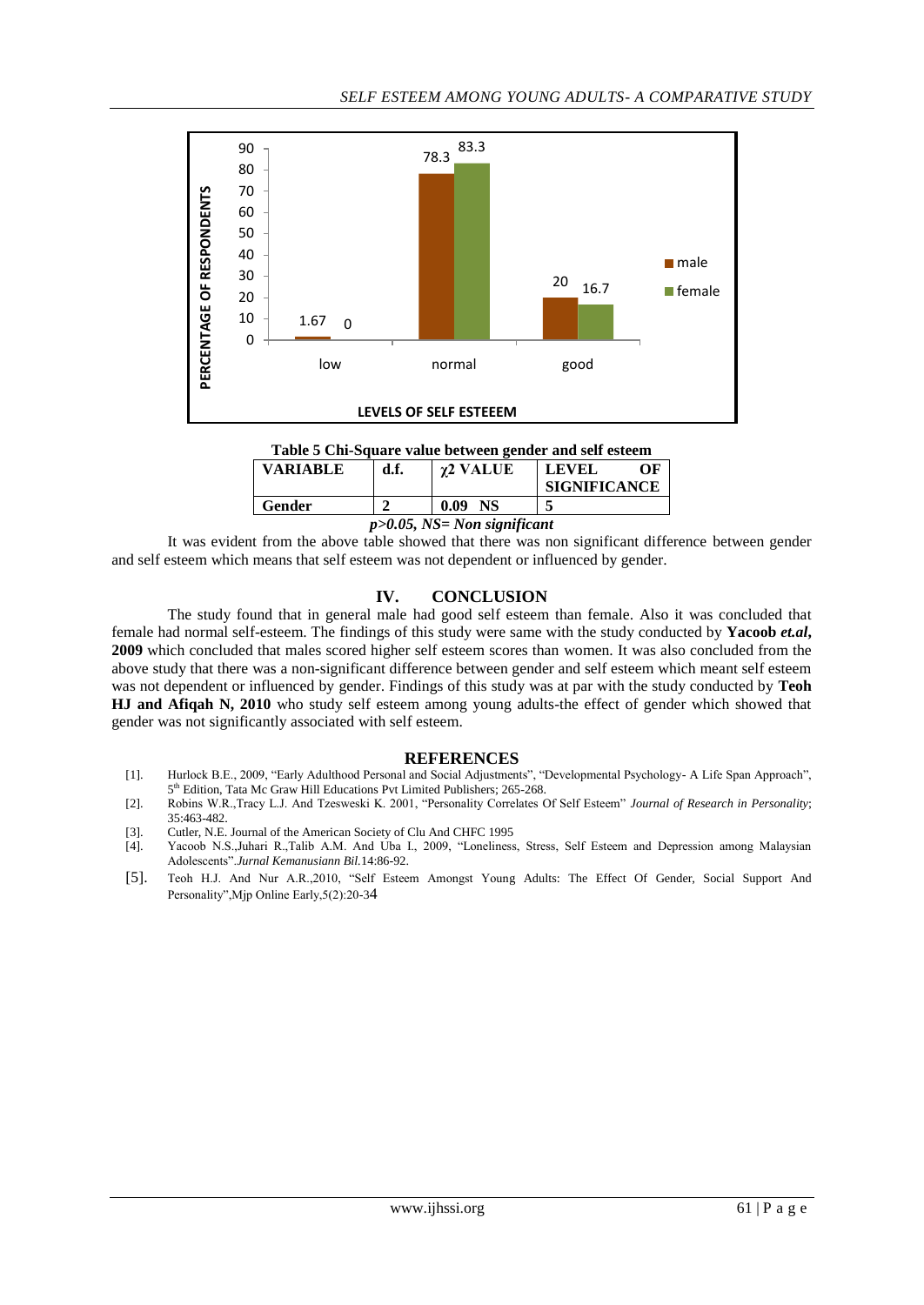90
80
70
60
50
40
30
20
10
0

PERCENTAGE OF RESPONDENTS

low
normal
good

1.67
0
78.3
83.3
20
16.7

male
female

LEVELS OF SELF ESTEEEM

**Table 5 Chi-Square value between gender and self esteem**

| VARIABLE | d.f. | χ2 VALUE | LEVEL OF SIGNIFICANCE |
|---|---|---|---|
| Gender | 2 | 0.09 NS | 5 |

***p>0.05, NS= Non significant***

It was evident from the above table showed that there was non significant difference between gender and self esteem which means that self esteem was not dependent or influenced by gender.

## IV. CONCLUSION

The study found that in general male had good self esteem than female. Also it was concluded that female had normal self-esteem. The findings of this study were same with the study conducted by **Yacoob *et.al*, 2009** which concluded that males scored higher self esteem scores than women. It was also concluded from the above study that there was a non-significant difference between gender and self esteem which meant self esteem was not dependent or influenced by gender. Findings of this study was at par with the study conducted by **Teoh HJ and Afiqah N, 2010** who study self esteem among young adults-the effect of gender which showed that gender was not significantly associated with self esteem.

## REFERENCES

[1]. Hurlock B.E., 2009, "Early Adulthood Personal and Social Adjustments", "Developmental Psychology- A Life Span Approach", 5th Edition, Tata Mc Graw Hill Educations Pvt Limited Publishers; 265-268.

[2]. Robins W.R.,Tracy L.J. And Tzesweski K. 2001, "Personality Correlates Of Self Esteem" *Journal of Research in Personality*; 35:463-482.

[3]. Cutler, N.E. Journal of the American Society of Clu And CHFC 1995

[4]. Yacoob N.S.,Juhari R.,Talib A.M. And Uba I., 2009, "Loneliness, Stress, Self Esteem and Depression among Malaysian Adolescents".*Jurnal Kemanusiann Bil.*14:86-92.

[5]. Teoh H.J. And Nur A.R.,2010, "Self Esteem Amongst Young Adults: The Effect Of Gender, Social Support And Personality",Mjp Online Early,5(2):20-34